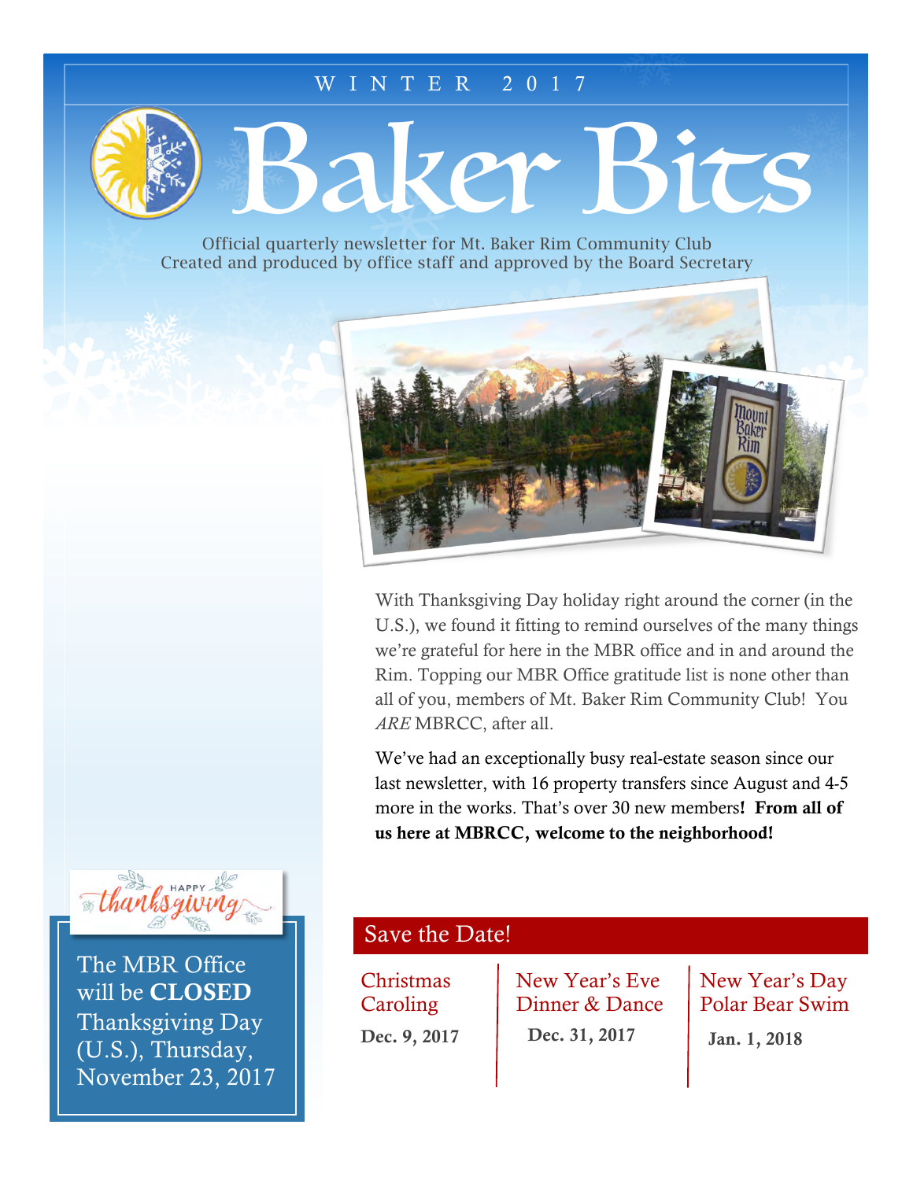WINTER 2017

# Baker Bits

Official quarterly newsletter for Mt. Baker Rim Community Club
Created and produced by office staff and approved by the Board Secretary

With Thanksgiving Day holiday right around the corner (in the U.S.), we found it fitting to remind ourselves of the many things we're grateful for here in the MBR office and in and around the Rim. Topping our MBR Office gratitude list is none other than all of you, members of Mt. Baker Rim Community Club! You *ARE* MBRCC, after all.

We've had an exceptionally busy real-estate season since our last newsletter, with 16 property transfers since August and 4-5 more in the works. That's over 30 new members**! From all of us here at MBRCC, welcome to the neighborhood!**

Happy thanksgiving

The MBR Office will be **CLOSED** Thanksgiving Day (U.S.), Thursday, November 23, 2017

## Save the Date!

Christmas Caroling
**Dec. 9, 2017**

New Year's Eve Dinner & Dance
**Dec. 31, 2017**

New Year's Day Polar Bear Swim
**Jan. 1, 2018**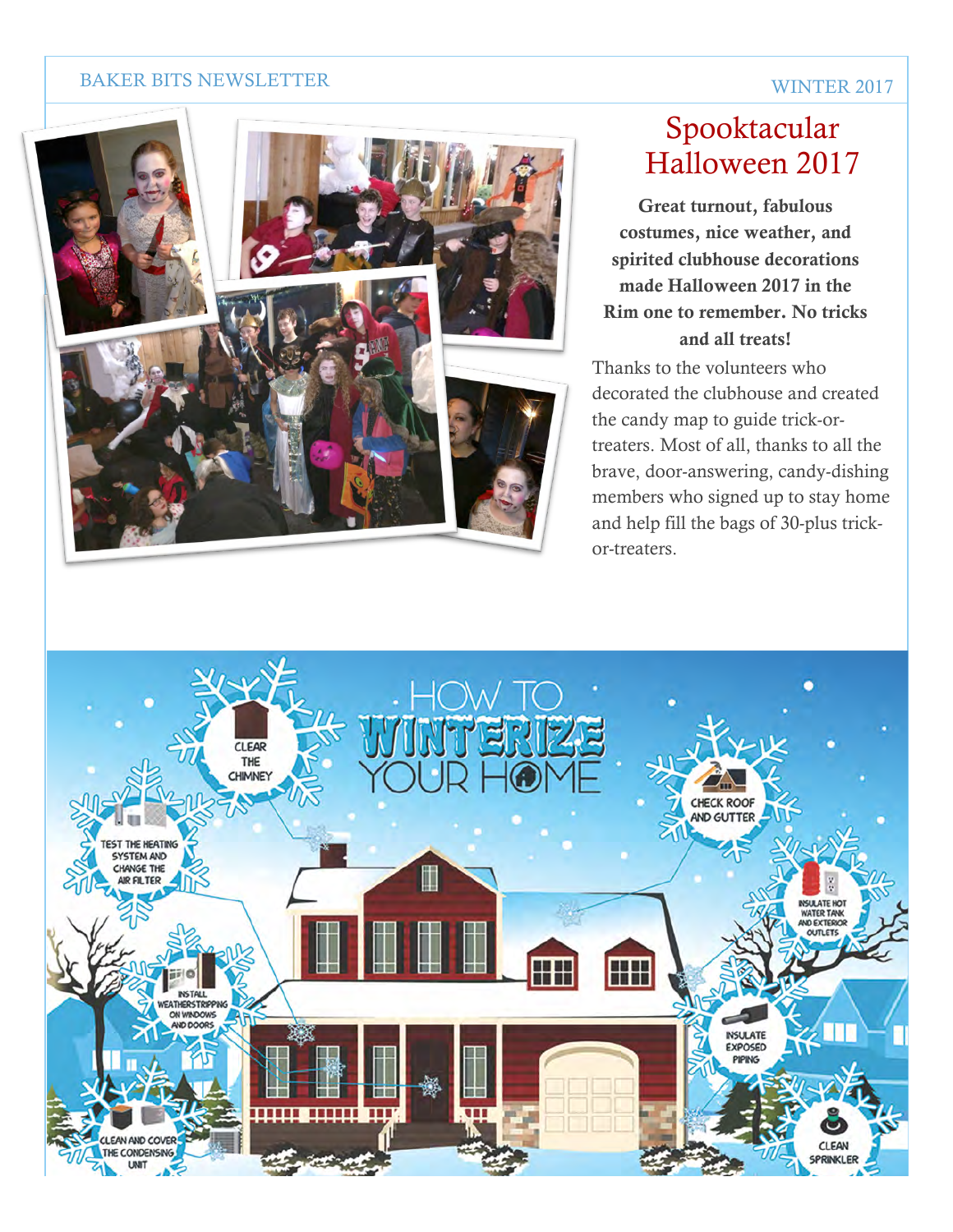# Spooktacular Halloween 2017

**Great turnout, fabulous costumes, nice weather, and spirited clubhouse decorations made Halloween 2017 in the Rim one to remember. No tricks and all treats!**

Thanks to the volunteers who decorated the clubhouse and created the candy map to guide trick-or-treaters. Most of all, thanks to all the brave, door-answering, candy-dishing members who signed up to stay home and help fill the bags of 30-plus trick-or-treaters.

## HOW TO WINTERIZE YOUR HOME

- CLEAR THE CHIMNEY
- CHECK ROOF AND GUTTER
- TEST THE HEATING SYSTEM AND CHANGE THE AIR FILTER
- INSULATE HOT WATER TANK AND EXTERIOR OUTLETS
- INSTALL WEATHERSTRIPPING ON WINDOWS AND DOORS
- INSULATE EXPOSED PIPING
- CLEAN AND COVER THE CONDENSING UNIT
- CLEAN SPRINKLER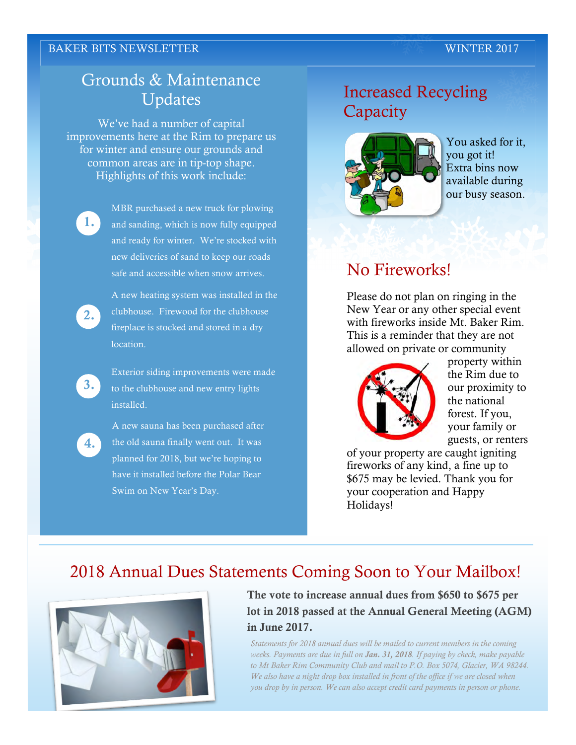BAKER BITS NEWSLETTER WINTER 2017

## Grounds & Maintenance Updates

We've had a number of capital improvements here at the Rim to prepare us for winter and ensure our grounds and common areas are in tip-top shape. Highlights of this work include:

1. MBR purchased a new truck for plowing and sanding, which is now fully equipped and ready for winter. We're stocked with new deliveries of sand to keep our roads safe and accessible when snow arrives.
2. A new heating system was installed in the clubhouse. Firewood for the clubhouse fireplace is stocked and stored in a dry location.
3. Exterior siding improvements were made to the clubhouse and new entry lights installed.
4. A new sauna has been purchased after the old sauna finally went out. It was planned for 2018, but we're hoping to have it installed before the Polar Bear Swim on New Year's Day.

## Increased Recycling Capacity

You asked for it, you got it! Extra bins now available during our busy season.

## No Fireworks!

Please do not plan on ringing in the New Year or any other special event with fireworks inside Mt. Baker Rim. This is a reminder that they are not allowed on private or community property within the Rim due to our proximity to the national forest. If you, your family or guests, or renters of your property are caught igniting fireworks of any kind, a fine up to $675 may be levied. Thank you for your cooperation and Happy Holidays!

## 2018 Annual Dues Statements Coming Soon to Your Mailbox!

**The vote to increase annual dues from $650 to $675 per lot in 2018 passed at the Annual General Meeting (AGM) in June 2017.**

*Statements for 2018 annual dues will be mailed to current members in the coming weeks. Payments are due in full on **Jan. 31, 2018**. If paying by check, make payable to Mt Baker Rim Community Club and mail to P.O. Box 5074, Glacier, WA 98244. We also have a night drop box installed in front of the office if we are closed when you drop by in person. We can also accept credit card payments in person or phone.*